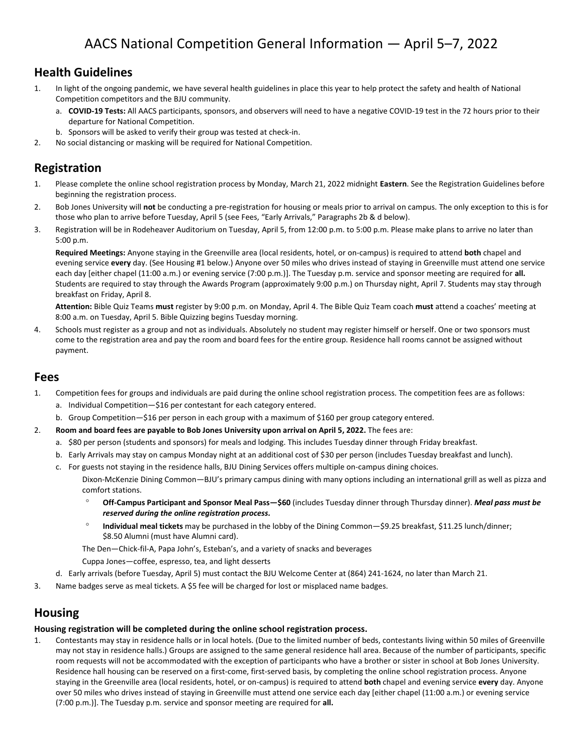# AACS National Competition General Information — April 5–7, 2022

## Health Guidelines

1. In light of the ongoing pandemic, we have several health guidelines in place this year to help protect the safety and health of National Competition competitors and the BJU community.
   a. **COVID-19 Tests:** All AACS participants, sponsors, and observers will need to have a negative COVID-19 test in the 72 hours prior to their departure for National Competition.
   b. Sponsors will be asked to verify their group was tested at check-in.
2. No social distancing or masking will be required for National Competition.

## Registration

1. Please complete the online school registration process by Monday, March 21, 2022 midnight **Eastern**. See the Registration Guidelines before beginning the registration process.
2. Bob Jones University will **not** be conducting a pre-registration for housing or meals prior to arrival on campus. The only exception to this is for those who plan to arrive before Tuesday, April 5 (see Fees, "Early Arrivals," Paragraphs 2b & d below).
3. Registration will be in Rodeheaver Auditorium on Tuesday, April 5, from 12:00 p.m. to 5:00 p.m. Please make plans to arrive no later than 5:00 p.m.

   **Required Meetings:** Anyone staying in the Greenville area (local residents, hotel, or on-campus) is required to attend **both** chapel and evening service **every** day. (See Housing #1 below.) Anyone over 50 miles who drives instead of staying in Greenville must attend one service each day [either chapel (11:00 a.m.) or evening service (7:00 p.m.)]. The Tuesday p.m. service and sponsor meeting are required for **all.** Students are required to stay through the Awards Program (approximately 9:00 p.m.) on Thursday night, April 7. Students may stay through breakfast on Friday, April 8.

   **Attention:** Bible Quiz Teams **must** register by 9:00 p.m. on Monday, April 4. The Bible Quiz Team coach **must** attend a coaches' meeting at 8:00 a.m. on Tuesday, April 5. Bible Quizzing begins Tuesday morning.
4. Schools must register as a group and not as individuals. Absolutely no student may register himself or herself. One or two sponsors must come to the registration area and pay the room and board fees for the entire group. Residence hall rooms cannot be assigned without payment.

## Fees

1. Competition fees for groups and individuals are paid during the online school registration process. The competition fees are as follows:
   a. Individual Competition—$16 per contestant for each category entered.
   b. Group Competition—$16 per person in each group with a maximum of $160 per group category entered.
2. **Room and board fees are payable to Bob Jones University upon arrival on April 5, 2022.** The fees are:
   a. $80 per person (students and sponsors) for meals and lodging. This includes Tuesday dinner through Friday breakfast.
   b. Early Arrivals may stay on campus Monday night at an additional cost of $30 per person (includes Tuesday breakfast and lunch).
   c. For guests not staying in the residence halls, BJU Dining Services offers multiple on-campus dining choices.

      Dixon-McKenzie Dining Common—BJU's primary campus dining with many options including an international grill as well as pizza and comfort stations.
      - **Off-Campus Participant and Sponsor Meal Pass—$60** (includes Tuesday dinner through Thursday dinner). ***Meal pass must be reserved during the online registration process.***
      - **Individual meal tickets** may be purchased in the lobby of the Dining Common—$9.25 breakfast, $11.25 lunch/dinner; $8.50 Alumni (must have Alumni card).

      The Den—Chick-fil-A, Papa John's, Esteban's, and a variety of snacks and beverages

      Cuppa Jones—coffee, espresso, tea, and light desserts
   d. Early arrivals (before Tuesday, April 5) must contact the BJU Welcome Center at (864) 241-1624, no later than March 21.
3. Name badges serve as meal tickets. A $5 fee will be charged for lost or misplaced name badges.

## Housing

**Housing registration will be completed during the online school registration process.**

1. Contestants may stay in residence halls or in local hotels. (Due to the limited number of beds, contestants living within 50 miles of Greenville may not stay in residence halls.) Groups are assigned to the same general residence hall area. Because of the number of participants, specific room requests will not be accommodated with the exception of participants who have a brother or sister in school at Bob Jones University. Residence hall housing can be reserved on a first-come, first-served basis, by completing the online school registration process. Anyone staying in the Greenville area (local residents, hotel, or on-campus) is required to attend **both** chapel and evening service **every** day. Anyone over 50 miles who drives instead of staying in Greenville must attend one service each day [either chapel (11:00 a.m.) or evening service (7:00 p.m.)]. The Tuesday p.m. service and sponsor meeting are required for **all.**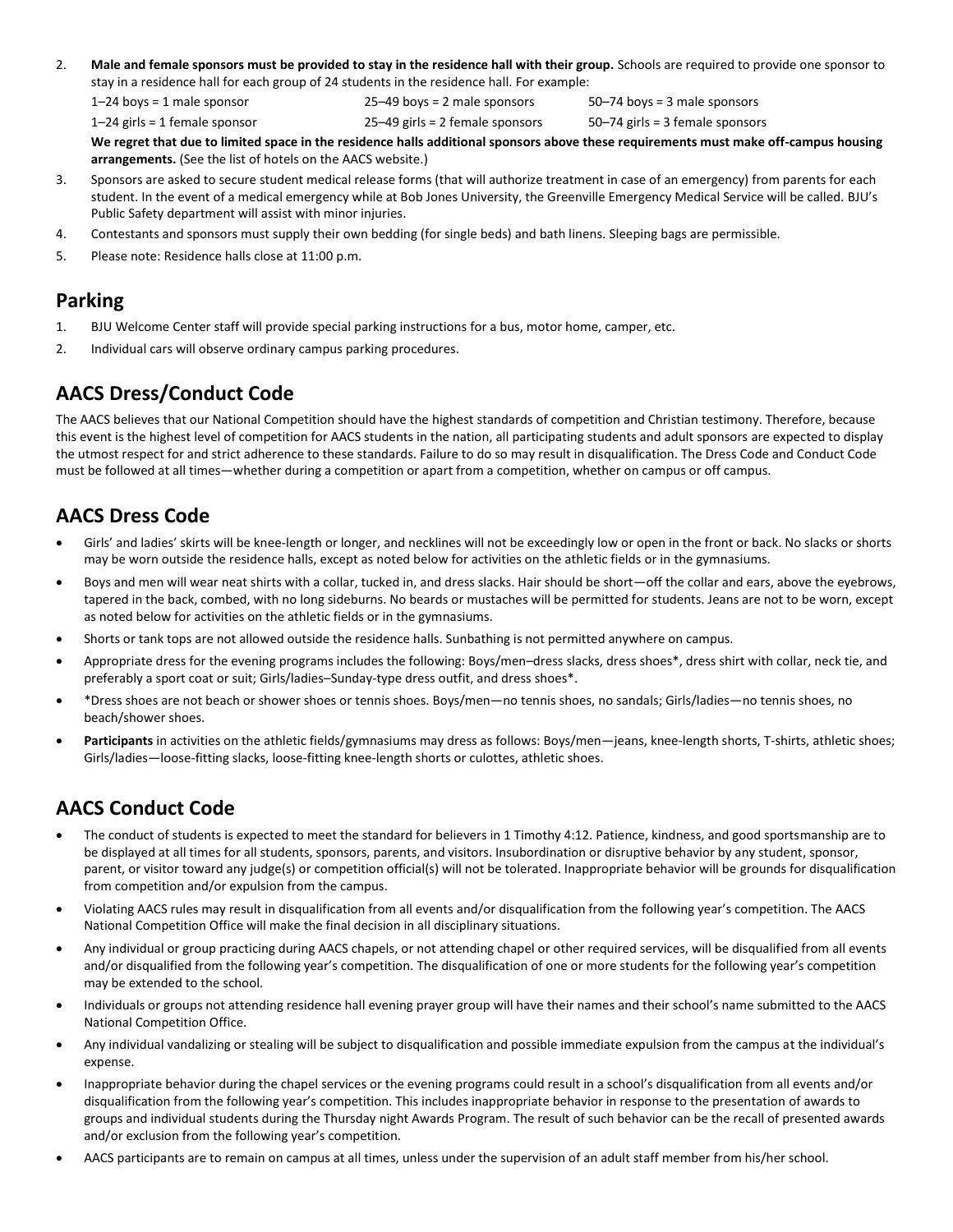2. **Male and female sponsors must be provided to stay in the residence hall with their group.** Schools are required to provide one sponsor to stay in a residence hall for each group of 24 students in the residence hall. For example:

| | | |
|---|---|---|
| 1–24 boys = 1 male sponsor | 25–49 boys = 2 male sponsors | 50–74 boys = 3 male sponsors |
| 1–24 girls = 1 female sponsor | 25–49 girls = 2 female sponsors | 50–74 girls = 3 female sponsors |

   **We regret that due to limited space in the residence halls additional sponsors above these requirements must make off-campus housing arrangements.** (See the list of hotels on the AACS website.)

3. Sponsors are asked to secure student medical release forms (that will authorize treatment in case of an emergency) from parents for each student. In the event of a medical emergency while at Bob Jones University, the Greenville Emergency Medical Service will be called. BJU's Public Safety department will assist with minor injuries.
4. Contestants and sponsors must supply their own bedding (for single beds) and bath linens. Sleeping bags are permissible.
5. Please note: Residence halls close at 11:00 p.m.

## Parking

1. BJU Welcome Center staff will provide special parking instructions for a bus, motor home, camper, etc.
2. Individual cars will observe ordinary campus parking procedures.

## AACS Dress/Conduct Code

The AACS believes that our National Competition should have the highest standards of competition and Christian testimony. Therefore, because this event is the highest level of competition for AACS students in the nation, all participating students and adult sponsors are expected to display the utmost respect for and strict adherence to these standards. Failure to do so may result in disqualification. The Dress Code and Conduct Code must be followed at all times—whether during a competition or apart from a competition, whether on campus or off campus.

## AACS Dress Code

- Girls' and ladies' skirts will be knee-length or longer, and necklines will not be exceedingly low or open in the front or back. No slacks or shorts may be worn outside the residence halls, except as noted below for activities on the athletic fields or in the gymnasiums.
- Boys and men will wear neat shirts with a collar, tucked in, and dress slacks. Hair should be short—off the collar and ears, above the eyebrows, tapered in the back, combed, with no long sideburns. No beards or mustaches will be permitted for students. Jeans are not to be worn, except as noted below for activities on the athletic fields or in the gymnasiums.
- Shorts or tank tops are not allowed outside the residence halls. Sunbathing is not permitted anywhere on campus.
- Appropriate dress for the evening programs includes the following: Boys/men–dress slacks, dress shoes*, dress shirt with collar, neck tie, and preferably a sport coat or suit; Girls/ladies–Sunday-type dress outfit, and dress shoes*.
- *Dress shoes are not beach or shower shoes or tennis shoes. Boys/men—no tennis shoes, no sandals; Girls/ladies—no tennis shoes, no beach/shower shoes.
- **Participants** in activities on the athletic fields/gymnasiums may dress as follows: Boys/men—jeans, knee-length shorts, T-shirts, athletic shoes; Girls/ladies—loose-fitting slacks, loose-fitting knee-length shorts or culottes, athletic shoes.

## AACS Conduct Code

- The conduct of students is expected to meet the standard for believers in 1 Timothy 4:12. Patience, kindness, and good sportsmanship are to be displayed at all times for all students, sponsors, parents, and visitors. Insubordination or disruptive behavior by any student, sponsor, parent, or visitor toward any judge(s) or competition official(s) will not be tolerated. Inappropriate behavior will be grounds for disqualification from competition and/or expulsion from the campus.
- Violating AACS rules may result in disqualification from all events and/or disqualification from the following year's competition. The AACS National Competition Office will make the final decision in all disciplinary situations.
- Any individual or group practicing during AACS chapels, or not attending chapel or other required services, will be disqualified from all events and/or disqualified from the following year's competition. The disqualification of one or more students for the following year's competition may be extended to the school.
- Individuals or groups not attending residence hall evening prayer group will have their names and their school's name submitted to the AACS National Competition Office.
- Any individual vandalizing or stealing will be subject to disqualification and possible immediate expulsion from the campus at the individual's expense.
- Inappropriate behavior during the chapel services or the evening programs could result in a school's disqualification from all events and/or disqualification from the following year's competition. This includes inappropriate behavior in response to the presentation of awards to groups and individual students during the Thursday night Awards Program. The result of such behavior can be the recall of presented awards and/or exclusion from the following year's competition.
- AACS participants are to remain on campus at all times, unless under the supervision of an adult staff member from his/her school.